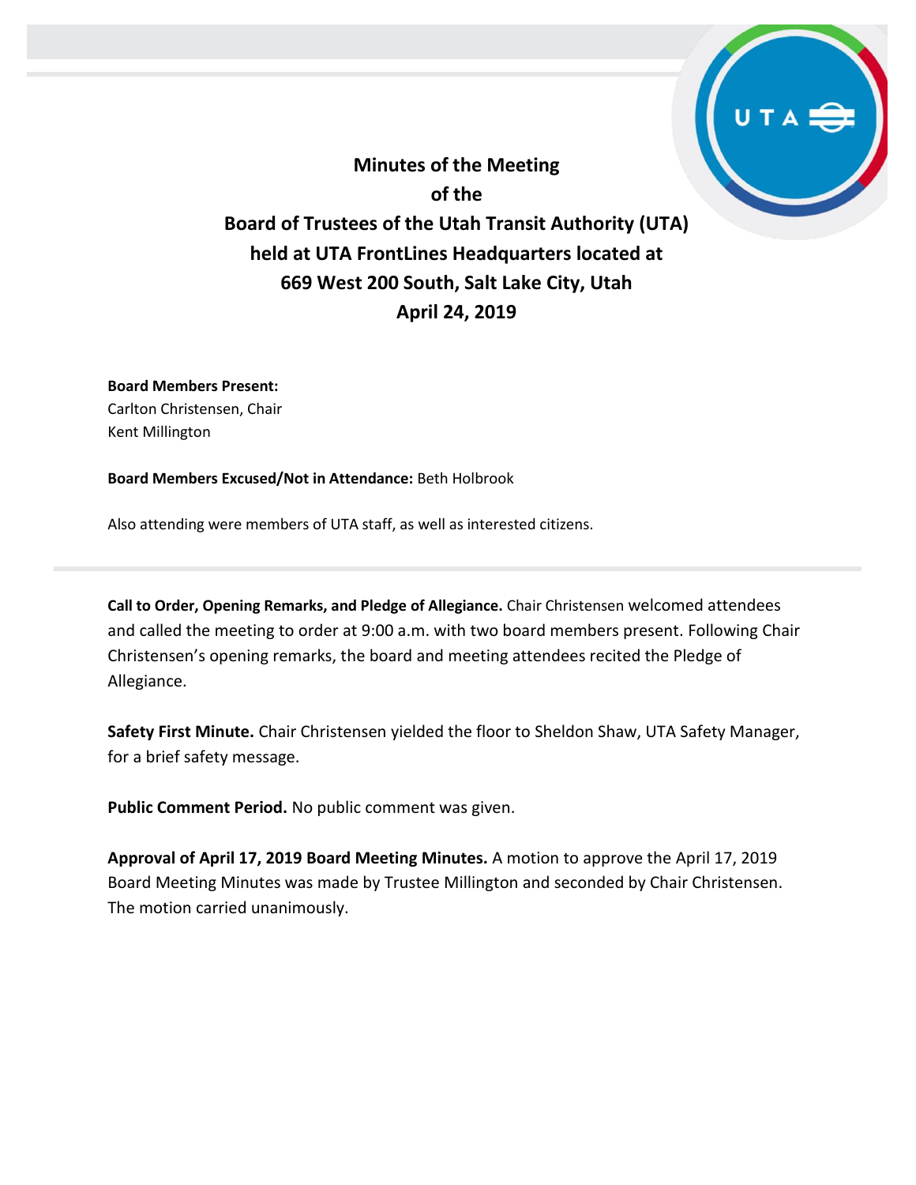# Minutes of the Meeting of the Board of Trustees of the Utah Transit Authority (UTA) held at UTA FrontLines Headquarters located at 669 West 200 South, Salt Lake City, Utah April 24, 2019

**Board Members Present:**
Carlton Christensen, Chair
Kent Millington

**Board Members Excused/Not in Attendance:** Beth Holbrook

Also attending were members of UTA staff, as well as interested citizens.

---

**Call to Order, Opening Remarks, and Pledge of Allegiance.** Chair Christensen welcomed attendees and called the meeting to order at 9:00 a.m. with two board members present. Following Chair Christensen's opening remarks, the board and meeting attendees recited the Pledge of Allegiance.

**Safety First Minute.** Chair Christensen yielded the floor to Sheldon Shaw, UTA Safety Manager, for a brief safety message.

**Public Comment Period.** No public comment was given.

**Approval of April 17, 2019 Board Meeting Minutes.** A motion to approve the April 17, 2019 Board Meeting Minutes was made by Trustee Millington and seconded by Chair Christensen. The motion carried unanimously.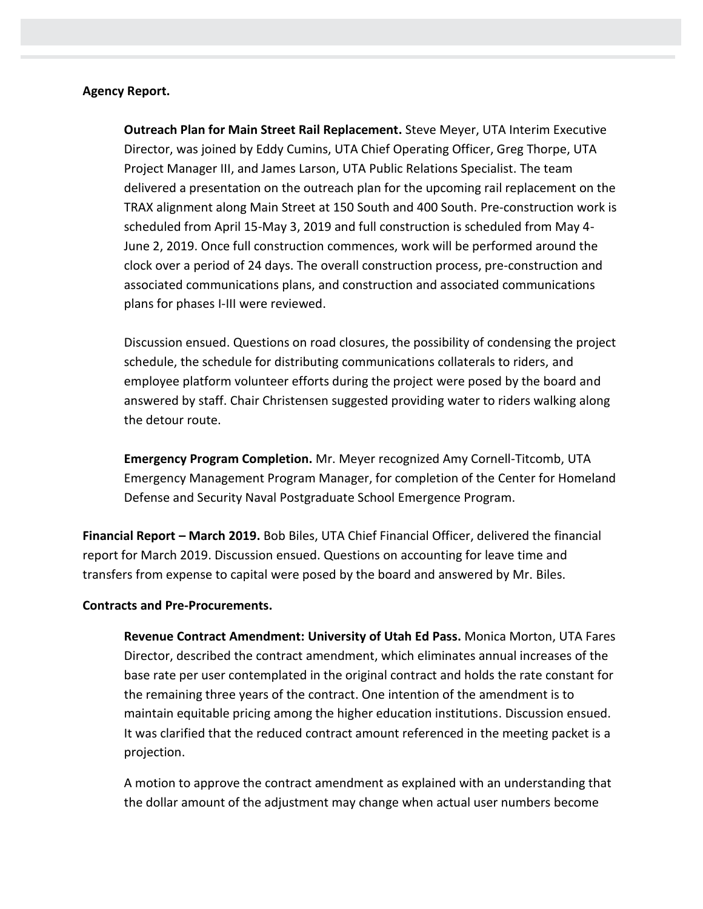**Agency Report.**

**Outreach Plan for Main Street Rail Replacement.** Steve Meyer, UTA Interim Executive Director, was joined by Eddy Cumins, UTA Chief Operating Officer, Greg Thorpe, UTA Project Manager III, and James Larson, UTA Public Relations Specialist. The team delivered a presentation on the outreach plan for the upcoming rail replacement on the TRAX alignment along Main Street at 150 South and 400 South. Pre-construction work is scheduled from April 15-May 3, 2019 and full construction is scheduled from May 4-June 2, 2019. Once full construction commences, work will be performed around the clock over a period of 24 days. The overall construction process, pre-construction and associated communications plans, and construction and associated communications plans for phases I-III were reviewed.

Discussion ensued. Questions on road closures, the possibility of condensing the project schedule, the schedule for distributing communications collaterals to riders, and employee platform volunteer efforts during the project were posed by the board and answered by staff. Chair Christensen suggested providing water to riders walking along the detour route.

**Emergency Program Completion.** Mr. Meyer recognized Amy Cornell-Titcomb, UTA Emergency Management Program Manager, for completion of the Center for Homeland Defense and Security Naval Postgraduate School Emergence Program.

**Financial Report – March 2019.** Bob Biles, UTA Chief Financial Officer, delivered the financial report for March 2019. Discussion ensued. Questions on accounting for leave time and transfers from expense to capital were posed by the board and answered by Mr. Biles.

**Contracts and Pre-Procurements.**

**Revenue Contract Amendment: University of Utah Ed Pass.** Monica Morton, UTA Fares Director, described the contract amendment, which eliminates annual increases of the base rate per user contemplated in the original contract and holds the rate constant for the remaining three years of the contract. One intention of the amendment is to maintain equitable pricing among the higher education institutions. Discussion ensued. It was clarified that the reduced contract amount referenced in the meeting packet is a projection.

A motion to approve the contract amendment as explained with an understanding that the dollar amount of the adjustment may change when actual user numbers become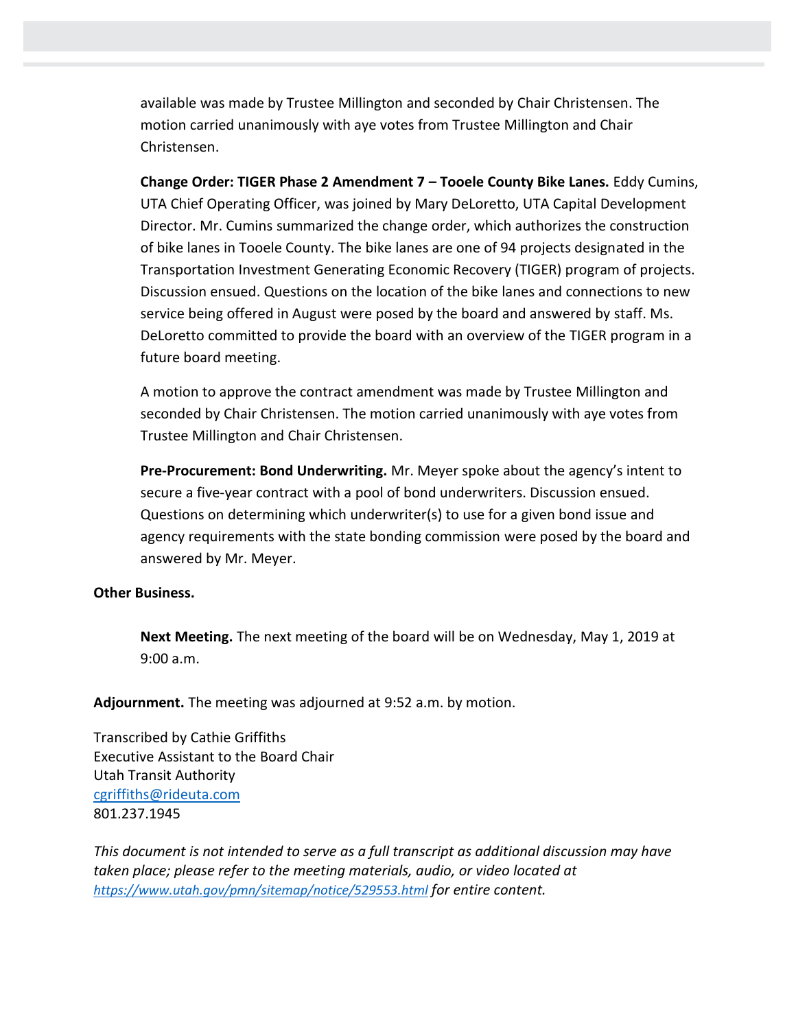available was made by Trustee Millington and seconded by Chair Christensen. The motion carried unanimously with aye votes from Trustee Millington and Chair Christensen.

**Change Order: TIGER Phase 2 Amendment 7 – Tooele County Bike Lanes.** Eddy Cumins, UTA Chief Operating Officer, was joined by Mary DeLoretto, UTA Capital Development Director. Mr. Cumins summarized the change order, which authorizes the construction of bike lanes in Tooele County. The bike lanes are one of 94 projects designated in the Transportation Investment Generating Economic Recovery (TIGER) program of projects. Discussion ensued. Questions on the location of the bike lanes and connections to new service being offered in August were posed by the board and answered by staff. Ms. DeLoretto committed to provide the board with an overview of the TIGER program in a future board meeting.

A motion to approve the contract amendment was made by Trustee Millington and seconded by Chair Christensen. The motion carried unanimously with aye votes from Trustee Millington and Chair Christensen.

**Pre-Procurement: Bond Underwriting.** Mr. Meyer spoke about the agency's intent to secure a five-year contract with a pool of bond underwriters. Discussion ensued. Questions on determining which underwriter(s) to use for a given bond issue and agency requirements with the state bonding commission were posed by the board and answered by Mr. Meyer.

**Other Business.**

**Next Meeting.** The next meeting of the board will be on Wednesday, May 1, 2019 at 9:00 a.m.

**Adjournment.** The meeting was adjourned at 9:52 a.m. by motion.

Transcribed by Cathie Griffiths
Executive Assistant to the Board Chair
Utah Transit Authority
cgriffiths@rideuta.com
801.237.1945

*This document is not intended to serve as a full transcript as additional discussion may have taken place; please refer to the meeting materials, audio, or video located at https://www.utah.gov/pmn/sitemap/notice/529553.html for entire content.*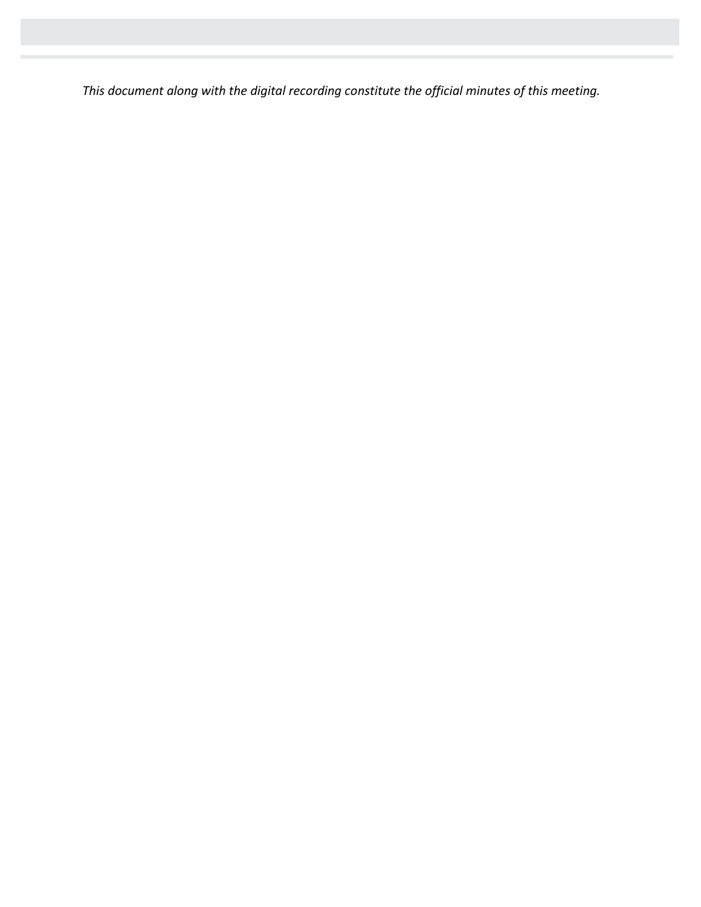*This document along with the digital recording constitute the official minutes of this meeting.*